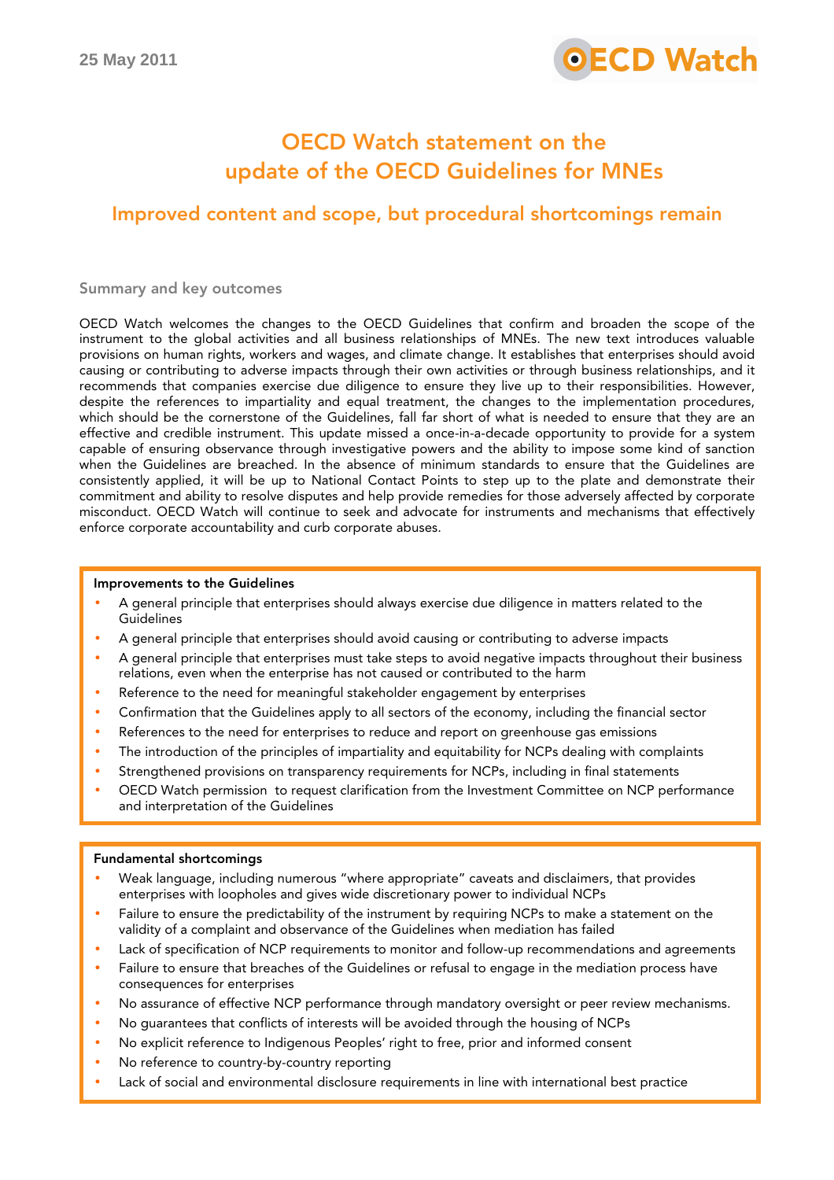25 May 2011

OECD Watch

# OECD Watch statement on the update of the OECD Guidelines for MNEs

## Improved content and scope, but procedural shortcomings remain

### Summary and key outcomes

OECD Watch welcomes the changes to the OECD Guidelines that confirm and broaden the scope of the instrument to the global activities and all business relationships of MNEs. The new text introduces valuable provisions on human rights, workers and wages, and climate change. It establishes that enterprises should avoid causing or contributing to adverse impacts through their own activities or through business relationships, and it recommends that companies exercise due diligence to ensure they live up to their responsibilities. However, despite the references to impartiality and equal treatment, the changes to the implementation procedures, which should be the cornerstone of the Guidelines, fall far short of what is needed to ensure that they are an effective and credible instrument. This update missed a once-in-a-decade opportunity to provide for a system capable of ensuring observance through investigative powers and the ability to impose some kind of sanction when the Guidelines are breached. In the absence of minimum standards to ensure that the Guidelines are consistently applied, it will be up to National Contact Points to step up to the plate and demonstrate their commitment and ability to resolve disputes and help provide remedies for those adversely affected by corporate misconduct. OECD Watch will continue to seek and advocate for instruments and mechanisms that effectively enforce corporate accountability and curb corporate abuses.

**Improvements to the Guidelines**

- A general principle that enterprises should always exercise due diligence in matters related to the Guidelines
- A general principle that enterprises should avoid causing or contributing to adverse impacts
- A general principle that enterprises must take steps to avoid negative impacts throughout their business relations, even when the enterprise has not caused or contributed to the harm
- Reference to the need for meaningful stakeholder engagement by enterprises
- Confirmation that the Guidelines apply to all sectors of the economy, including the financial sector
- References to the need for enterprises to reduce and report on greenhouse gas emissions
- The introduction of the principles of impartiality and equitability for NCPs dealing with complaints
- Strengthened provisions on transparency requirements for NCPs, including in final statements
- OECD Watch permission to request clarification from the Investment Committee on NCP performance and interpretation of the Guidelines

**Fundamental shortcomings**

- Weak language, including numerous "where appropriate" caveats and disclaimers, that provides enterprises with loopholes and gives wide discretionary power to individual NCPs
- Failure to ensure the predictability of the instrument by requiring NCPs to make a statement on the validity of a complaint and observance of the Guidelines when mediation has failed
- Lack of specification of NCP requirements to monitor and follow-up recommendations and agreements
- Failure to ensure that breaches of the Guidelines or refusal to engage in the mediation process have consequences for enterprises
- No assurance of effective NCP performance through mandatory oversight or peer review mechanisms.
- No guarantees that conflicts of interests will be avoided through the housing of NCPs
- No explicit reference to Indigenous Peoples' right to free, prior and informed consent
- No reference to country-by-country reporting
- Lack of social and environmental disclosure requirements in line with international best practice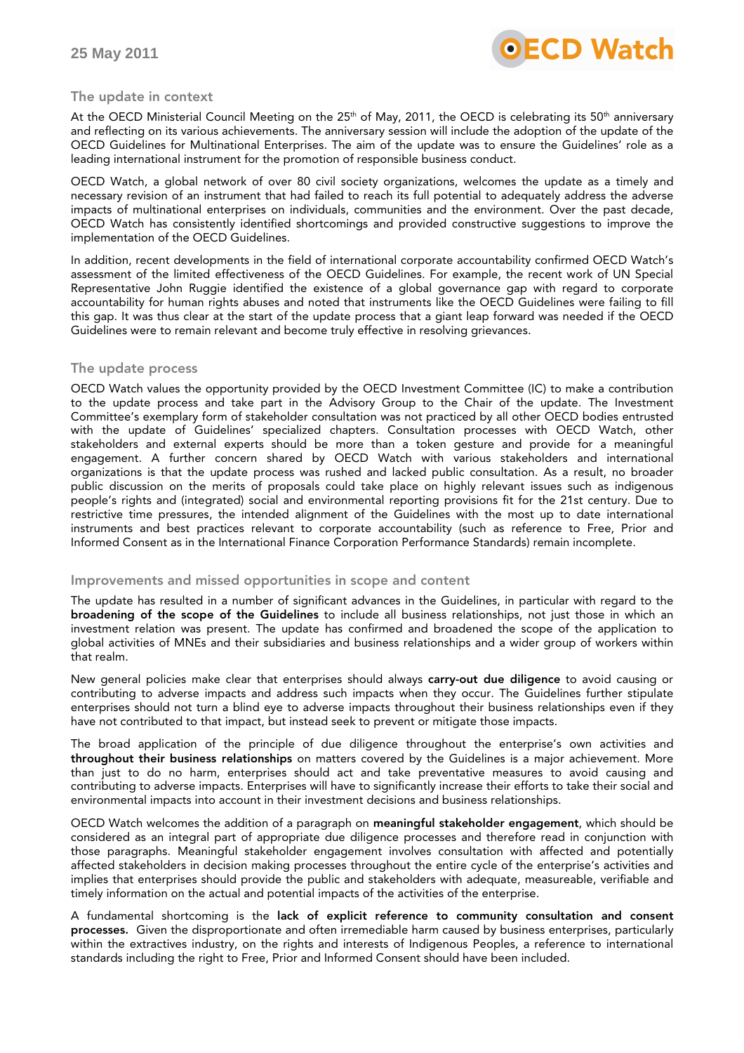25 May 2011

## The update in context

At the OECD Ministerial Council Meeting on the 25th of May, 2011, the OECD is celebrating its 50th anniversary and reflecting on its various achievements. The anniversary session will include the adoption of the update of the OECD Guidelines for Multinational Enterprises. The aim of the update was to ensure the Guidelines' role as a leading international instrument for the promotion of responsible business conduct.

OECD Watch, a global network of over 80 civil society organizations, welcomes the update as a timely and necessary revision of an instrument that had failed to reach its full potential to adequately address the adverse impacts of multinational enterprises on individuals, communities and the environment. Over the past decade, OECD Watch has consistently identified shortcomings and provided constructive suggestions to improve the implementation of the OECD Guidelines.

In addition, recent developments in the field of international corporate accountability confirmed OECD Watch's assessment of the limited effectiveness of the OECD Guidelines. For example, the recent work of UN Special Representative John Ruggie identified the existence of a global governance gap with regard to corporate accountability for human rights abuses and noted that instruments like the OECD Guidelines were failing to fill this gap. It was thus clear at the start of the update process that a giant leap forward was needed if the OECD Guidelines were to remain relevant and become truly effective in resolving grievances.

## The update process

OECD Watch values the opportunity provided by the OECD Investment Committee (IC) to make a contribution to the update process and take part in the Advisory Group to the Chair of the update. The Investment Committee's exemplary form of stakeholder consultation was not practiced by all other OECD bodies entrusted with the update of Guidelines' specialized chapters. Consultation processes with OECD Watch, other stakeholders and external experts should be more than a token gesture and provide for a meaningful engagement. A further concern shared by OECD Watch with various stakeholders and international organizations is that the update process was rushed and lacked public consultation. As a result, no broader public discussion on the merits of proposals could take place on highly relevant issues such as indigenous people's rights and (integrated) social and environmental reporting provisions fit for the 21st century. Due to restrictive time pressures, the intended alignment of the Guidelines with the most up to date international instruments and best practices relevant to corporate accountability (such as reference to Free, Prior and Informed Consent as in the International Finance Corporation Performance Standards) remain incomplete.

## Improvements and missed opportunities in scope and content

The update has resulted in a number of significant advances in the Guidelines, in particular with regard to the **broadening of the scope of the Guidelines** to include all business relationships, not just those in which an investment relation was present. The update has confirmed and broadened the scope of the application to global activities of MNEs and their subsidiaries and business relationships and a wider group of workers within that realm.

New general policies make clear that enterprises should always **carry-out due diligence** to avoid causing or contributing to adverse impacts and address such impacts when they occur. The Guidelines further stipulate enterprises should not turn a blind eye to adverse impacts throughout their business relationships even if they have not contributed to that impact, but instead seek to prevent or mitigate those impacts.

The broad application of the principle of due diligence throughout the enterprise's own activities and **throughout their business relationships** on matters covered by the Guidelines is a major achievement. More than just to do no harm, enterprises should act and take preventative measures to avoid causing and contributing to adverse impacts. Enterprises will have to significantly increase their efforts to take their social and environmental impacts into account in their investment decisions and business relationships.

OECD Watch welcomes the addition of a paragraph on **meaningful stakeholder engagement**, which should be considered as an integral part of appropriate due diligence processes and therefore read in conjunction with those paragraphs. Meaningful stakeholder engagement involves consultation with affected and potentially affected stakeholders in decision making processes throughout the entire cycle of the enterprise's activities and implies that enterprises should provide the public and stakeholders with adequate, measureable, verifiable and timely information on the actual and potential impacts of the activities of the enterprise.

A fundamental shortcoming is the **lack of explicit reference to community consultation and consent processes.** Given the disproportionate and often irremediable harm caused by business enterprises, particularly within the extractives industry, on the rights and interests of Indigenous Peoples, a reference to international standards including the right to Free, Prior and Informed Consent should have been included.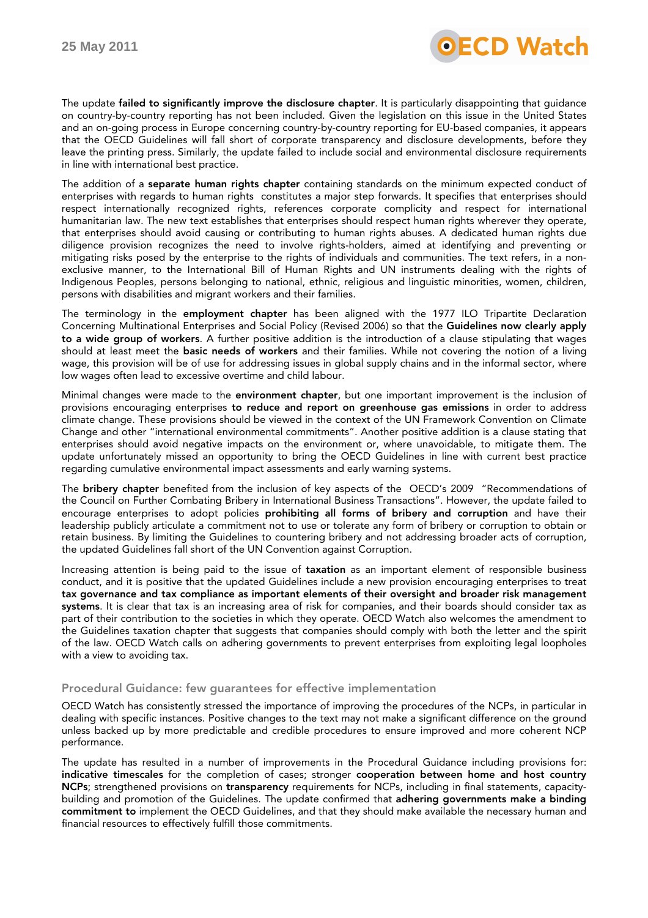The update **failed to significantly improve the disclosure chapter**. It is particularly disappointing that guidance on country-by-country reporting has not been included. Given the legislation on this issue in the United States and an on-going process in Europe concerning country-by-country reporting for EU-based companies, it appears that the OECD Guidelines will fall short of corporate transparency and disclosure developments, before they leave the printing press. Similarly, the update failed to include social and environmental disclosure requirements in line with international best practice.

The addition of a **separate human rights chapter** containing standards on the minimum expected conduct of enterprises with regards to human rights constitutes a major step forwards. It specifies that enterprises should respect internationally recognized rights, references corporate complicity and respect for international humanitarian law. The new text establishes that enterprises should respect human rights wherever they operate, that enterprises should avoid causing or contributing to human rights abuses. A dedicated human rights due diligence provision recognizes the need to involve rights-holders, aimed at identifying and preventing or mitigating risks posed by the enterprise to the rights of individuals and communities. The text refers, in a non-exclusive manner, to the International Bill of Human Rights and UN instruments dealing with the rights of Indigenous Peoples, persons belonging to national, ethnic, religious and linguistic minorities, women, children, persons with disabilities and migrant workers and their families.

The terminology in the **employment chapter** has been aligned with the 1977 ILO Tripartite Declaration Concerning Multinational Enterprises and Social Policy (Revised 2006) so that the **Guidelines now clearly apply to a wide group of workers**. A further positive addition is the introduction of a clause stipulating that wages should at least meet the **basic needs of workers** and their families. While not covering the notion of a living wage, this provision will be of use for addressing issues in global supply chains and in the informal sector, where low wages often lead to excessive overtime and child labour.

Minimal changes were made to the **environment chapter**, but one important improvement is the inclusion of provisions encouraging enterprises **to reduce and report on greenhouse gas emissions** in order to address climate change. These provisions should be viewed in the context of the UN Framework Convention on Climate Change and other "international environmental commitments". Another positive addition is a clause stating that enterprises should avoid negative impacts on the environment or, where unavoidable, to mitigate them. The update unfortunately missed an opportunity to bring the OECD Guidelines in line with current best practice regarding cumulative environmental impact assessments and early warning systems.

The **bribery chapter** benefited from the inclusion of key aspects of the OECD's 2009 "Recommendations of the Council on Further Combating Bribery in International Business Transactions". However, the update failed to encourage enterprises to adopt policies **prohibiting all forms of bribery and corruption** and have their leadership publicly articulate a commitment not to use or tolerate any form of bribery or corruption to obtain or retain business. By limiting the Guidelines to countering bribery and not addressing broader acts of corruption, the updated Guidelines fall short of the UN Convention against Corruption.

Increasing attention is being paid to the issue of **taxation** as an important element of responsible business conduct, and it is positive that the updated Guidelines include a new provision encouraging enterprises to treat **tax governance and tax compliance as important elements of their oversight and broader risk management systems**. It is clear that tax is an increasing area of risk for companies, and their boards should consider tax as part of their contribution to the societies in which they operate. OECD Watch also welcomes the amendment to the Guidelines taxation chapter that suggests that companies should comply with both the letter and the spirit of the law. OECD Watch calls on adhering governments to prevent enterprises from exploiting legal loopholes with a view to avoiding tax.

## Procedural Guidance: few guarantees for effective implementation

OECD Watch has consistently stressed the importance of improving the procedures of the NCPs, in particular in dealing with specific instances. Positive changes to the text may not make a significant difference on the ground unless backed up by more predictable and credible procedures to ensure improved and more coherent NCP performance.

The update has resulted in a number of improvements in the Procedural Guidance including provisions for: **indicative timescales** for the completion of cases; stronger **cooperation between home and host country NCPs**; strengthened provisions on **transparency** requirements for NCPs, including in final statements, capacity-building and promotion of the Guidelines. The update confirmed that **adhering governments make a binding commitment to** implement the OECD Guidelines, and that they should make available the necessary human and financial resources to effectively fulfill those commitments.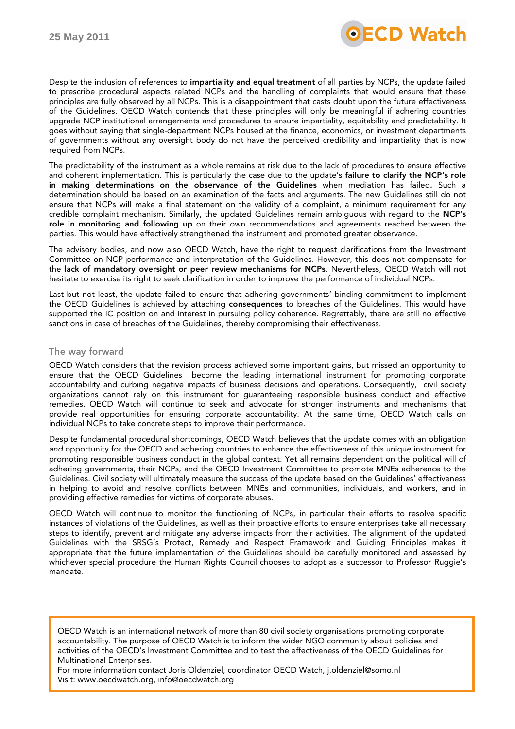Despite the inclusion of references to **impartiality and equal treatment** of all parties by NCPs, the update failed to prescribe procedural aspects related NCPs and the handling of complaints that would ensure that these principles are fully observed by all NCPs. This is a disappointment that casts doubt upon the future effectiveness of the Guidelines. OECD Watch contends that these principles will only be meaningful if adhering countries upgrade NCP institutional arrangements and procedures to ensure impartiality, equitability and predictability. It goes without saying that single-department NCPs housed at the finance, economics, or investment departments of governments without any oversight body do not have the perceived credibility and impartiality that is now required from NCPs.

The predictability of the instrument as a whole remains at risk due to the lack of procedures to ensure effective and coherent implementation. This is particularly the case due to the update's **failure to clarify the NCP's role in making determinations on the observance of the Guidelines** when mediation has failed**.** Such a determination should be based on an examination of the facts and arguments. The new Guidelines still do not ensure that NCPs will make a final statement on the validity of a complaint, a minimum requirement for any credible complaint mechanism. Similarly, the updated Guidelines remain ambiguous with regard to the **NCP's role in monitoring and following up** on their own recommendations and agreements reached between the parties. This would have effectively strengthened the instrument and promoted greater observance.

The advisory bodies, and now also OECD Watch, have the right to request clarifications from the Investment Committee on NCP performance and interpretation of the Guidelines. However, this does not compensate for the **lack of mandatory oversight or peer review mechanisms for NCPs**. Nevertheless, OECD Watch will not hesitate to exercise its right to seek clarification in order to improve the performance of individual NCPs.

Last but not least, the update failed to ensure that adhering governments' binding commitment to implement the OECD Guidelines is achieved by attaching **consequences** to breaches of the Guidelines. This would have supported the IC position on and interest in pursuing policy coherence. Regrettably, there are still no effective sanctions in case of breaches of the Guidelines, thereby compromising their effectiveness.

## The way forward

OECD Watch considers that the revision process achieved some important gains, but missed an opportunity to ensure that the OECD Guidelines become the leading international instrument for promoting corporate accountability and curbing negative impacts of business decisions and operations. Consequently, civil society organizations cannot rely on this instrument for guaranteeing responsible business conduct and effective remedies. OECD Watch will continue to seek and advocate for stronger instruments and mechanisms that provide real opportunities for ensuring corporate accountability. At the same time, OECD Watch calls on individual NCPs to take concrete steps to improve their performance.

Despite fundamental procedural shortcomings, OECD Watch believes that the update comes with an obligation *and* opportunity for the OECD and adhering countries to enhance the effectiveness of this unique instrument for promoting responsible business conduct in the global context. Yet all remains dependent on the political will of adhering governments, their NCPs, and the OECD Investment Committee to promote MNEs adherence to the Guidelines. Civil society will ultimately measure the success of the update based on the Guidelines' effectiveness in helping to avoid and resolve conflicts between MNEs and communities, individuals, and workers, and in providing effective remedies for victims of corporate abuses.

OECD Watch will continue to monitor the functioning of NCPs, in particular their efforts to resolve specific instances of violations of the Guidelines, as well as their proactive efforts to ensure enterprises take all necessary steps to identify, prevent and mitigate any adverse impacts from their activities. The alignment of the updated Guidelines with the SRSG's Protect, Remedy and Respect Framework and Guiding Principles makes it appropriate that the future implementation of the Guidelines should be carefully monitored and assessed by whichever special procedure the Human Rights Council chooses to adopt as a successor to Professor Ruggie's mandate.

OECD Watch is an international network of more than 80 civil society organisations promoting corporate accountability. The purpose of OECD Watch is to inform the wider NGO community about policies and activities of the OECD's Investment Committee and to test the effectiveness of the OECD Guidelines for Multinational Enterprises.
For more information contact Joris Oldenziel, coordinator OECD Watch, j.oldenziel@somo.nl
Visit: www.oecdwatch.org, info@oecdwatch.org